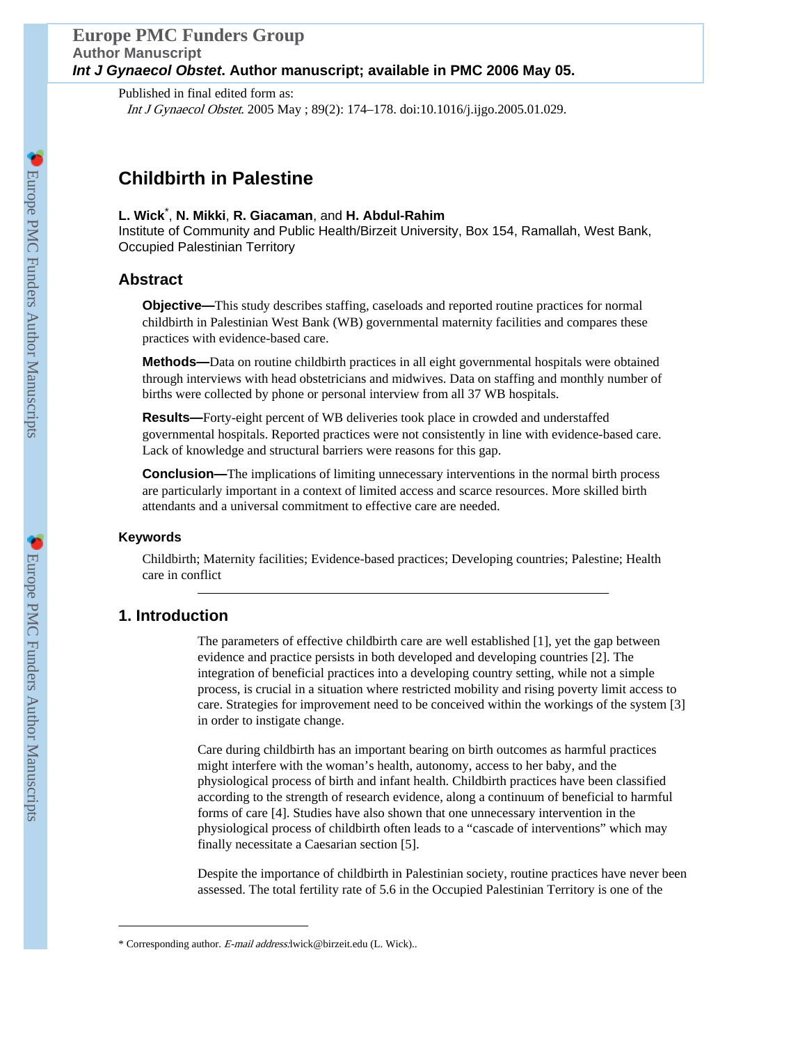Published in final edited form as:

*Int J Gynaecol Obstet*. 2005 May ; 89(2): 174–178. doi:10.1016/j.ijgo.2005.01.029.

# Childbirth in Palestine

**L. Wick**[*], **N. Mikki**, **R. Giacaman**, and **H. Abdul-Rahim**

Institute of Community and Public Health/Birzeit University, Box 154, Ramallah, West Bank, Occupied Palestinian Territory

## Abstract

**Objective—**This study describes staffing, caseloads and reported routine practices for normal childbirth in Palestinian West Bank (WB) governmental maternity facilities and compares these practices with evidence-based care.

**Methods—**Data on routine childbirth practices in all eight governmental hospitals were obtained through interviews with head obstetricians and midwives. Data on staffing and monthly number of births were collected by phone or personal interview from all 37 WB hospitals.

**Results—**Forty-eight percent of WB deliveries took place in crowded and understaffed governmental hospitals. Reported practices were not consistently in line with evidence-based care. Lack of knowledge and structural barriers were reasons for this gap.

**Conclusion—**The implications of limiting unnecessary interventions in the normal birth process are particularly important in a context of limited access and scarce resources. More skilled birth attendants and a universal commitment to effective care are needed.

### Keywords

Childbirth; Maternity facilities; Evidence-based practices; Developing countries; Palestine; Health care in conflict

## 1. Introduction

The parameters of effective childbirth care are well established [1], yet the gap between evidence and practice persists in both developed and developing countries [2]. The integration of beneficial practices into a developing country setting, while not a simple process, is crucial in a situation where restricted mobility and rising poverty limit access to care. Strategies for improvement need to be conceived within the workings of the system [3] in order to instigate change.

Care during childbirth has an important bearing on birth outcomes as harmful practices might interfere with the woman's health, autonomy, access to her baby, and the physiological process of birth and infant health. Childbirth practices have been classified according to the strength of research evidence, along a continuum of beneficial to harmful forms of care [4]. Studies have also shown that one unnecessary intervention in the physiological process of childbirth often leads to a "cascade of interventions" which may finally necessitate a Caesarian section [5].

Despite the importance of childbirth in Palestinian society, routine practices have never been assessed. The total fertility rate of 5.6 in the Occupied Palestinian Territory is one of the

---

* Corresponding author. *E-mail address:*lwick@birzeit.edu (L. Wick)..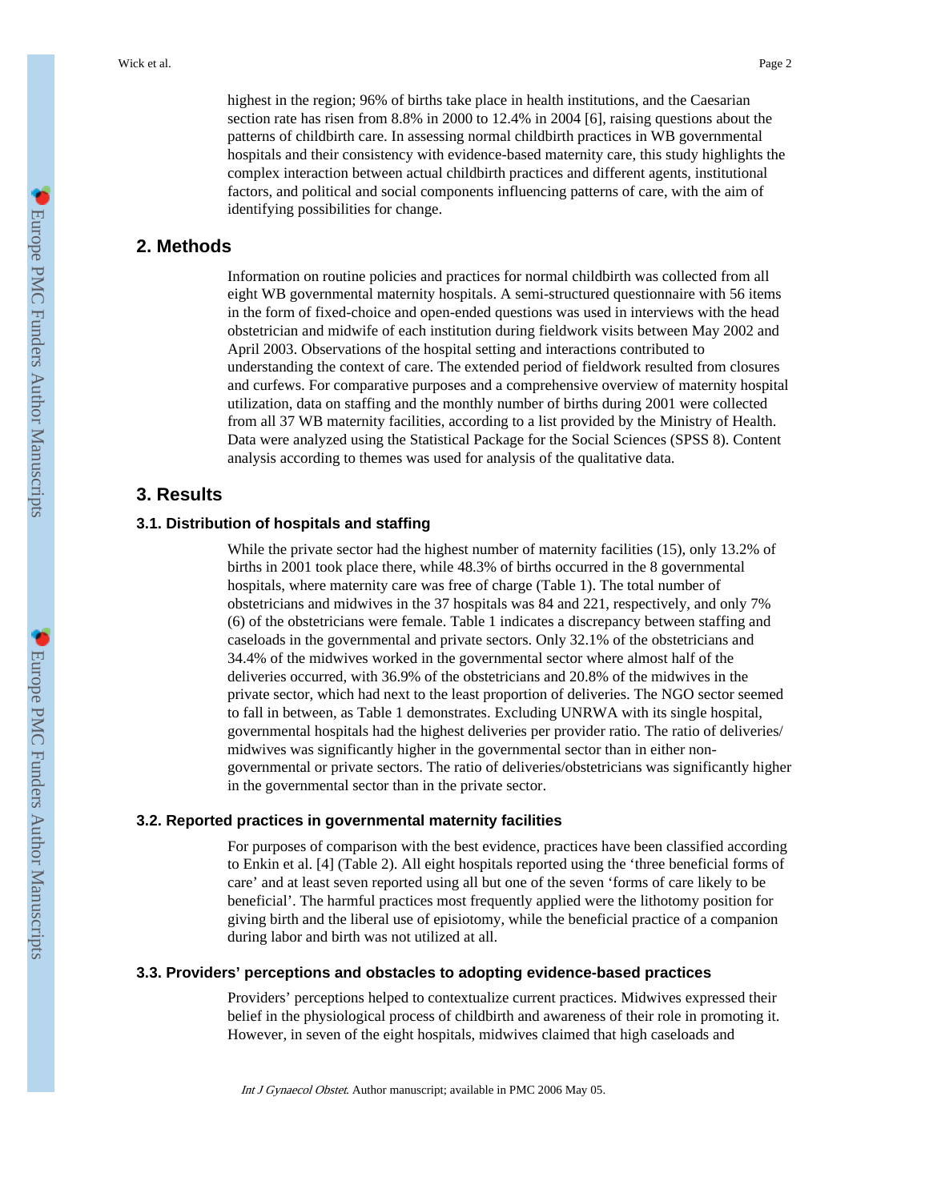highest in the region; 96% of births take place in health institutions, and the Caesarian section rate has risen from 8.8% in 2000 to 12.4% in 2004 [6], raising questions about the patterns of childbirth care. In assessing normal childbirth practices in WB governmental hospitals and their consistency with evidence-based maternity care, this study highlights the complex interaction between actual childbirth practices and different agents, institutional factors, and political and social components influencing patterns of care, with the aim of identifying possibilities for change.

## 2. Methods

Information on routine policies and practices for normal childbirth was collected from all eight WB governmental maternity hospitals. A semi-structured questionnaire with 56 items in the form of fixed-choice and open-ended questions was used in interviews with the head obstetrician and midwife of each institution during fieldwork visits between May 2002 and April 2003. Observations of the hospital setting and interactions contributed to understanding the context of care. The extended period of fieldwork resulted from closures and curfews. For comparative purposes and a comprehensive overview of maternity hospital utilization, data on staffing and the monthly number of births during 2001 were collected from all 37 WB maternity facilities, according to a list provided by the Ministry of Health. Data were analyzed using the Statistical Package for the Social Sciences (SPSS 8). Content analysis according to themes was used for analysis of the qualitative data.

## 3. Results

### 3.1. Distribution of hospitals and staffing

While the private sector had the highest number of maternity facilities (15), only 13.2% of births in 2001 took place there, while 48.3% of births occurred in the 8 governmental hospitals, where maternity care was free of charge (Table 1). The total number of obstetricians and midwives in the 37 hospitals was 84 and 221, respectively, and only 7% (6) of the obstetricians were female. Table 1 indicates a discrepancy between staffing and caseloads in the governmental and private sectors. Only 32.1% of the obstetricians and 34.4% of the midwives worked in the governmental sector where almost half of the deliveries occurred, with 36.9% of the obstetricians and 20.8% of the midwives in the private sector, which had next to the least proportion of deliveries. The NGO sector seemed to fall in between, as Table 1 demonstrates. Excluding UNRWA with its single hospital, governmental hospitals had the highest deliveries per provider ratio. The ratio of deliveries/midwives was significantly higher in the governmental sector than in either non-governmental or private sectors. The ratio of deliveries/obstetricians was significantly higher in the governmental sector than in the private sector.

### 3.2. Reported practices in governmental maternity facilities

For purposes of comparison with the best evidence, practices have been classified according to Enkin et al. [4] (Table 2). All eight hospitals reported using the 'three beneficial forms of care' and at least seven reported using all but one of the seven 'forms of care likely to be beneficial'. The harmful practices most frequently applied were the lithotomy position for giving birth and the liberal use of episiotomy, while the beneficial practice of a companion during labor and birth was not utilized at all.

### 3.3. Providers' perceptions and obstacles to adopting evidence-based practices

Providers' perceptions helped to contextualize current practices. Midwives expressed their belief in the physiological process of childbirth and awareness of their role in promoting it. However, in seven of the eight hospitals, midwives claimed that high caseloads and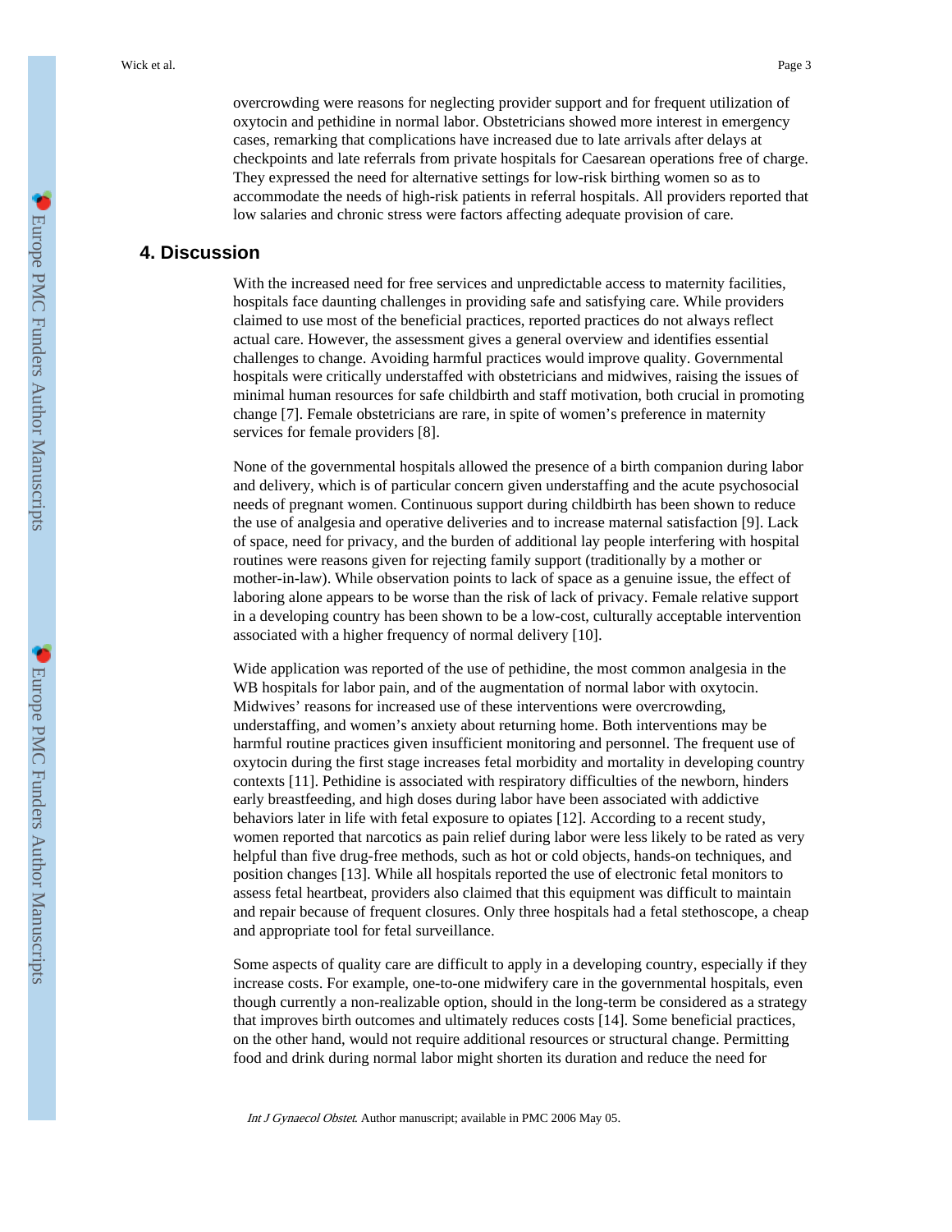overcrowding were reasons for neglecting provider support and for frequent utilization of oxytocin and pethidine in normal labor. Obstetricians showed more interest in emergency cases, remarking that complications have increased due to late arrivals after delays at checkpoints and late referrals from private hospitals for Caesarean operations free of charge. They expressed the need for alternative settings for low-risk birthing women so as to accommodate the needs of high-risk patients in referral hospitals. All providers reported that low salaries and chronic stress were factors affecting adequate provision of care.

## 4. Discussion

With the increased need for free services and unpredictable access to maternity facilities, hospitals face daunting challenges in providing safe and satisfying care. While providers claimed to use most of the beneficial practices, reported practices do not always reflect actual care. However, the assessment gives a general overview and identifies essential challenges to change. Avoiding harmful practices would improve quality. Governmental hospitals were critically understaffed with obstetricians and midwives, raising the issues of minimal human resources for safe childbirth and staff motivation, both crucial in promoting change [7]. Female obstetricians are rare, in spite of women's preference in maternity services for female providers [8].

None of the governmental hospitals allowed the presence of a birth companion during labor and delivery, which is of particular concern given understaffing and the acute psychosocial needs of pregnant women. Continuous support during childbirth has been shown to reduce the use of analgesia and operative deliveries and to increase maternal satisfaction [9]. Lack of space, need for privacy, and the burden of additional lay people interfering with hospital routines were reasons given for rejecting family support (traditionally by a mother or mother-in-law). While observation points to lack of space as a genuine issue, the effect of laboring alone appears to be worse than the risk of lack of privacy. Female relative support in a developing country has been shown to be a low-cost, culturally acceptable intervention associated with a higher frequency of normal delivery [10].

Wide application was reported of the use of pethidine, the most common analgesia in the WB hospitals for labor pain, and of the augmentation of normal labor with oxytocin. Midwives' reasons for increased use of these interventions were overcrowding, understaffing, and women's anxiety about returning home. Both interventions may be harmful routine practices given insufficient monitoring and personnel. The frequent use of oxytocin during the first stage increases fetal morbidity and mortality in developing country contexts [11]. Pethidine is associated with respiratory difficulties of the newborn, hinders early breastfeeding, and high doses during labor have been associated with addictive behaviors later in life with fetal exposure to opiates [12]. According to a recent study, women reported that narcotics as pain relief during labor were less likely to be rated as very helpful than five drug-free methods, such as hot or cold objects, hands-on techniques, and position changes [13]. While all hospitals reported the use of electronic fetal monitors to assess fetal heartbeat, providers also claimed that this equipment was difficult to maintain and repair because of frequent closures. Only three hospitals had a fetal stethoscope, a cheap and appropriate tool for fetal surveillance.

Some aspects of quality care are difficult to apply in a developing country, especially if they increase costs. For example, one-to-one midwifery care in the governmental hospitals, even though currently a non-realizable option, should in the long-term be considered as a strategy that improves birth outcomes and ultimately reduces costs [14]. Some beneficial practices, on the other hand, would not require additional resources or structural change. Permitting food and drink during normal labor might shorten its duration and reduce the need for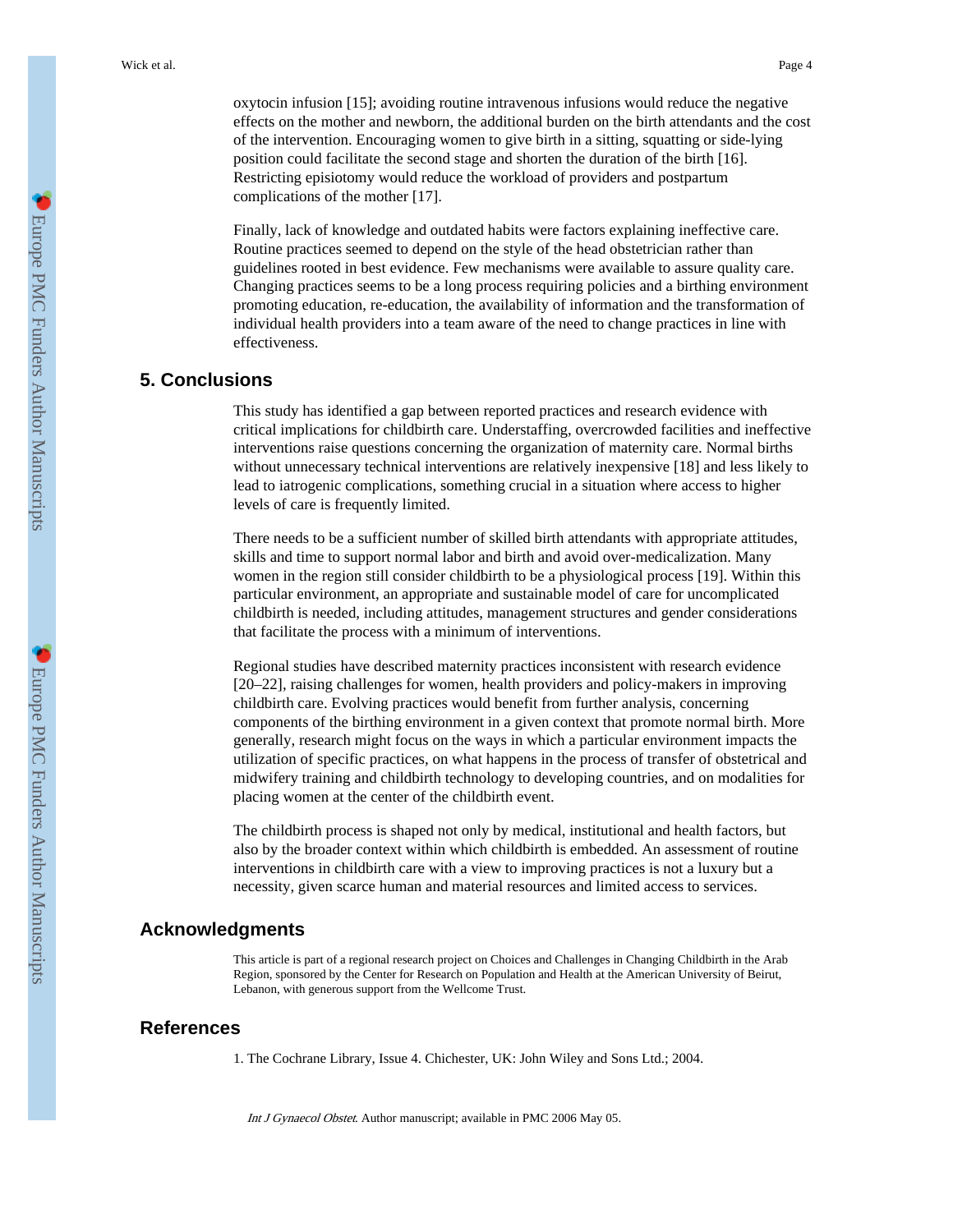oxytocin infusion [15]; avoiding routine intravenous infusions would reduce the negative effects on the mother and newborn, the additional burden on the birth attendants and the cost of the intervention. Encouraging women to give birth in a sitting, squatting or side-lying position could facilitate the second stage and shorten the duration of the birth [16]. Restricting episiotomy would reduce the workload of providers and postpartum complications of the mother [17].

Finally, lack of knowledge and outdated habits were factors explaining ineffective care. Routine practices seemed to depend on the style of the head obstetrician rather than guidelines rooted in best evidence. Few mechanisms were available to assure quality care. Changing practices seems to be a long process requiring policies and a birthing environment promoting education, re-education, the availability of information and the transformation of individual health providers into a team aware of the need to change practices in line with effectiveness.

## 5. Conclusions

This study has identified a gap between reported practices and research evidence with critical implications for childbirth care. Understaffing, overcrowded facilities and ineffective interventions raise questions concerning the organization of maternity care. Normal births without unnecessary technical interventions are relatively inexpensive [18] and less likely to lead to iatrogenic complications, something crucial in a situation where access to higher levels of care is frequently limited.

There needs to be a sufficient number of skilled birth attendants with appropriate attitudes, skills and time to support normal labor and birth and avoid over-medicalization. Many women in the region still consider childbirth to be a physiological process [19]. Within this particular environment, an appropriate and sustainable model of care for uncomplicated childbirth is needed, including attitudes, management structures and gender considerations that facilitate the process with a minimum of interventions.

Regional studies have described maternity practices inconsistent with research evidence [20–22], raising challenges for women, health providers and policy-makers in improving childbirth care. Evolving practices would benefit from further analysis, concerning components of the birthing environment in a given context that promote normal birth. More generally, research might focus on the ways in which a particular environment impacts the utilization of specific practices, on what happens in the process of transfer of obstetrical and midwifery training and childbirth technology to developing countries, and on modalities for placing women at the center of the childbirth event.

The childbirth process is shaped not only by medical, institutional and health factors, but also by the broader context within which childbirth is embedded. An assessment of routine interventions in childbirth care with a view to improving practices is not a luxury but a necessity, given scarce human and material resources and limited access to services.

## Acknowledgments

This article is part of a regional research project on Choices and Challenges in Changing Childbirth in the Arab Region, sponsored by the Center for Research on Population and Health at the American University of Beirut, Lebanon, with generous support from the Wellcome Trust.

## References

1. The Cochrane Library, Issue 4. Chichester, UK: John Wiley and Sons Ltd.; 2004.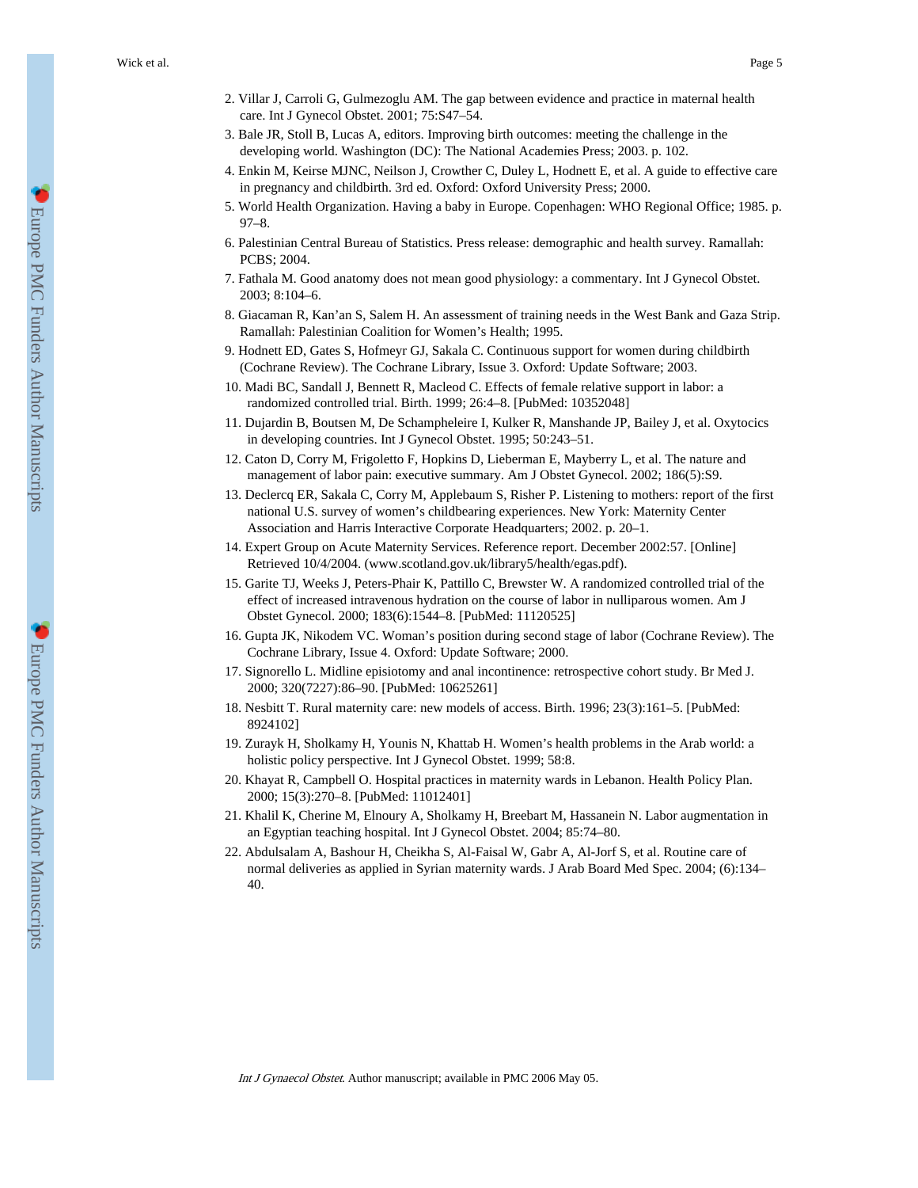2. Villar J, Carroli G, Gulmezoglu AM. The gap between evidence and practice in maternal health care. Int J Gynecol Obstet. 2001; 75:S47–54.
3. Bale JR, Stoll B, Lucas A, editors. Improving birth outcomes: meeting the challenge in the developing world. Washington (DC): The National Academies Press; 2003. p. 102.
4. Enkin M, Keirse MJNC, Neilson J, Crowther C, Duley L, Hodnett E, et al. A guide to effective care in pregnancy and childbirth. 3rd ed. Oxford: Oxford University Press; 2000.
5. World Health Organization. Having a baby in Europe. Copenhagen: WHO Regional Office; 1985. p. 97–8.
6. Palestinian Central Bureau of Statistics. Press release: demographic and health survey. Ramallah: PCBS; 2004.
7. Fathala M. Good anatomy does not mean good physiology: a commentary. Int J Gynecol Obstet. 2003; 8:104–6.
8. Giacaman R, Kan'an S, Salem H. An assessment of training needs in the West Bank and Gaza Strip. Ramallah: Palestinian Coalition for Women's Health; 1995.
9. Hodnett ED, Gates S, Hofmeyr GJ, Sakala C. Continuous support for women during childbirth (Cochrane Review). The Cochrane Library, Issue 3. Oxford: Update Software; 2003.
10. Madi BC, Sandall J, Bennett R, Macleod C. Effects of female relative support in labor: a randomized controlled trial. Birth. 1999; 26:4–8. [PubMed: 10352048]
11. Dujardin B, Boutsen M, De Schampheleire I, Kulker R, Manshande JP, Bailey J, et al. Oxytocics in developing countries. Int J Gynecol Obstet. 1995; 50:243–51.
12. Caton D, Corry M, Frigoletto F, Hopkins D, Lieberman E, Mayberry L, et al. The nature and management of labor pain: executive summary. Am J Obstet Gynecol. 2002; 186(5):S9.
13. Declercq ER, Sakala C, Corry M, Applebaum S, Risher P. Listening to mothers: report of the first national U.S. survey of women's childbearing experiences. New York: Maternity Center Association and Harris Interactive Corporate Headquarters; 2002. p. 20–1.
14. Expert Group on Acute Maternity Services. Reference report. December 2002:57. [Online] Retrieved 10/4/2004. (www.scotland.gov.uk/library5/health/egas.pdf).
15. Garite TJ, Weeks J, Peters-Phair K, Pattillo C, Brewster W. A randomized controlled trial of the effect of increased intravenous hydration on the course of labor in nulliparous women. Am J Obstet Gynecol. 2000; 183(6):1544–8. [PubMed: 11120525]
16. Gupta JK, Nikodem VC. Woman's position during second stage of labor (Cochrane Review). The Cochrane Library, Issue 4. Oxford: Update Software; 2000.
17. Signorello L. Midline episiotomy and anal incontinence: retrospective cohort study. Br Med J. 2000; 320(7227):86–90. [PubMed: 10625261]
18. Nesbitt T. Rural maternity care: new models of access. Birth. 1996; 23(3):161–5. [PubMed: 8924102]
19. Zurayk H, Sholkamy H, Younis N, Khattab H. Women's health problems in the Arab world: a holistic policy perspective. Int J Gynecol Obstet. 1999; 58:8.
20. Khayat R, Campbell O. Hospital practices in maternity wards in Lebanon. Health Policy Plan. 2000; 15(3):270–8. [PubMed: 11012401]
21. Khalil K, Cherine M, Elnoury A, Sholkamy H, Breebart M, Hassanein N. Labor augmentation in an Egyptian teaching hospital. Int J Gynecol Obstet. 2004; 85:74–80.
22. Abdulsalam A, Bashour H, Cheikha S, Al-Faisal W, Gabr A, Al-Jorf S, et al. Routine care of normal deliveries as applied in Syrian maternity wards. J Arab Board Med Spec. 2004; (6):134–40.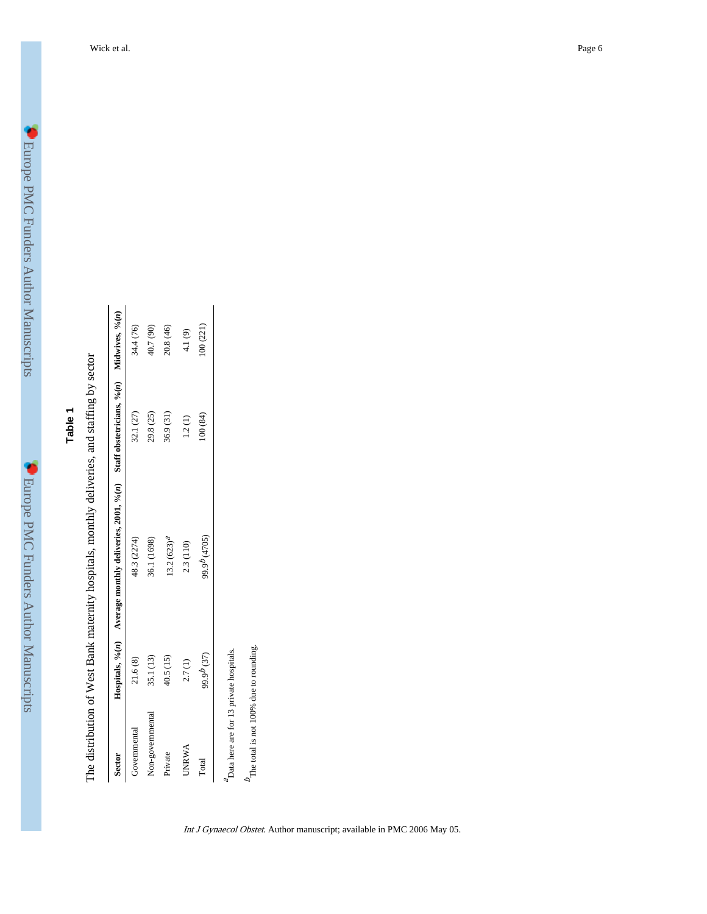**Table 1**

The distribution of West Bank maternity hospitals, monthly deliveries, and staffing by sector

| Sector | Hospitals, %(*n*) | Average monthly deliveries, 2001, %(*n*) | Staff obstetricians, %(*n*) | Midwives, %(*n*) |
|---|---|---|---|---|
| Governmental | 21.6 (8) | 48.3 (2274) | 32.1 (27) | 34.4 (76) |
| Non-governmental | 35.1 (13) | 36.1 (1698) | 29.8 (25) | 40.7 (90) |
| Private | 40.5 (15) | 13.2 (623)[a] | 36.9 (31) | 20.8 (46) |
| UNRWA | 2.7 (1) | 2.3 (110) | 1.2 (1) | 4.1 (9) |
| Total | 99.9[b] (37) | 99.9[b] (4705) | 100 (84) | 100 (221) |

[a] Data here are for 13 private hospitals.

[b] The total is not 100% due to rounding.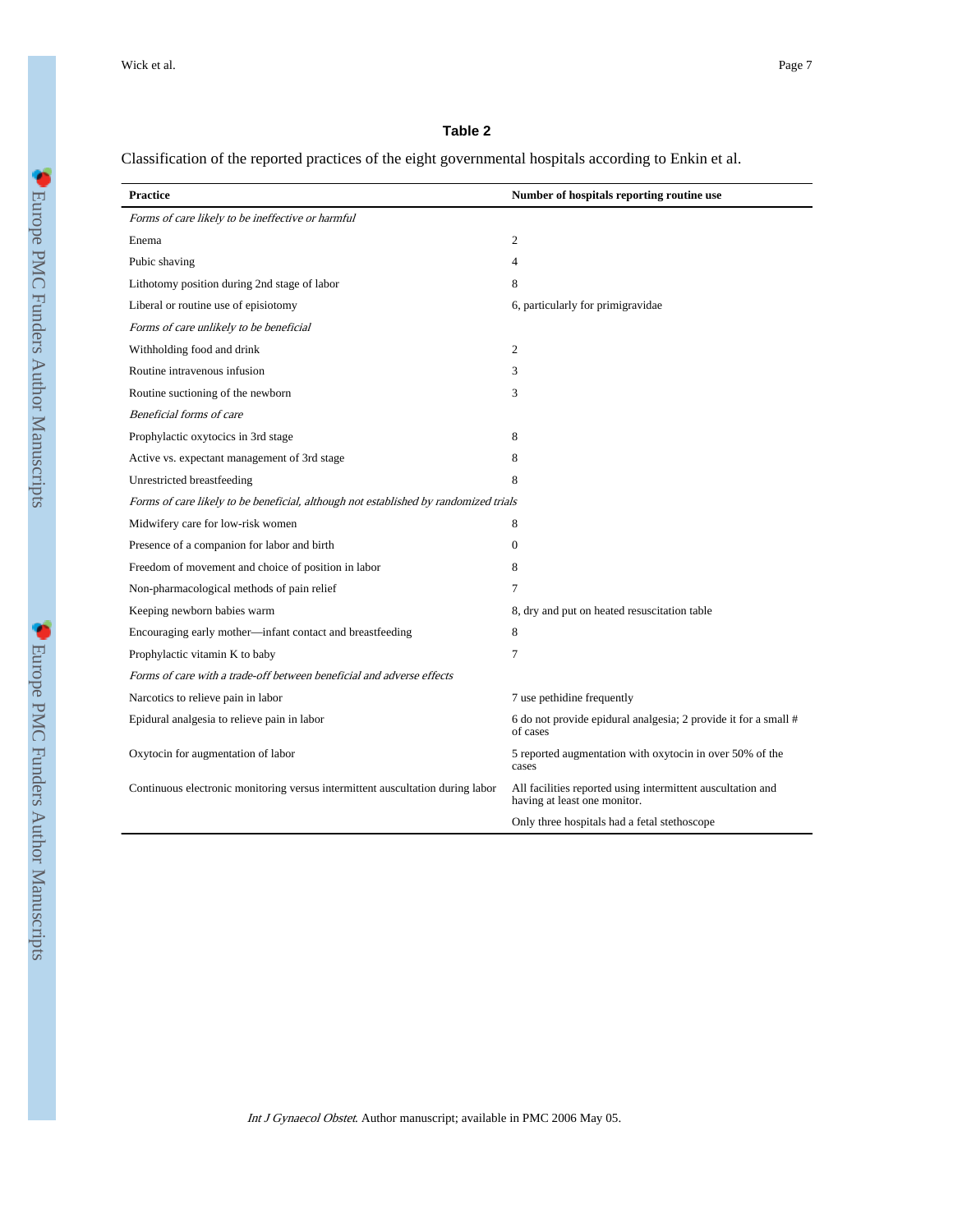**Table 2**

Classification of the reported practices of the eight governmental hospitals according to Enkin et al.

| Practice | Number of hospitals reporting routine use |
|---|---|
| *Forms of care likely to be ineffective or harmful* | |
| Enema | 2 |
| Pubic shaving | 4 |
| Lithotomy position during 2nd stage of labor | 8 |
| Liberal or routine use of episiotomy | 6, particularly for primigravidae |
| *Forms of care unlikely to be beneficial* | |
| Withholding food and drink | 2 |
| Routine intravenous infusion | 3 |
| Routine suctioning of the newborn | 3 |
| *Beneficial forms of care* | |
| Prophylactic oxytocics in 3rd stage | 8 |
| Active vs. expectant management of 3rd stage | 8 |
| Unrestricted breastfeeding | 8 |
| *Forms of care likely to be beneficial, although not established by randomized trials* | |
| Midwifery care for low-risk women | 8 |
| Presence of a companion for labor and birth | 0 |
| Freedom of movement and choice of position in labor | 8 |
| Non-pharmacological methods of pain relief | 7 |
| Keeping newborn babies warm | 8, dry and put on heated resuscitation table |
| Encouraging early mother—infant contact and breastfeeding | 8 |
| Prophylactic vitamin K to baby | 7 |
| *Forms of care with a trade-off between beneficial and adverse effects* | |
| Narcotics to relieve pain in labor | 7 use pethidine frequently |
| Epidural analgesia to relieve pain in labor | 6 do not provide epidural analgesia; 2 provide it for a small # of cases |
| Oxytocin for augmentation of labor | 5 reported augmentation with oxytocin in over 50% of the cases |
| Continuous electronic monitoring versus intermittent auscultation during labor | All facilities reported using intermittent auscultation and having at least one monitor. |
| | Only three hospitals had a fetal stethoscope |